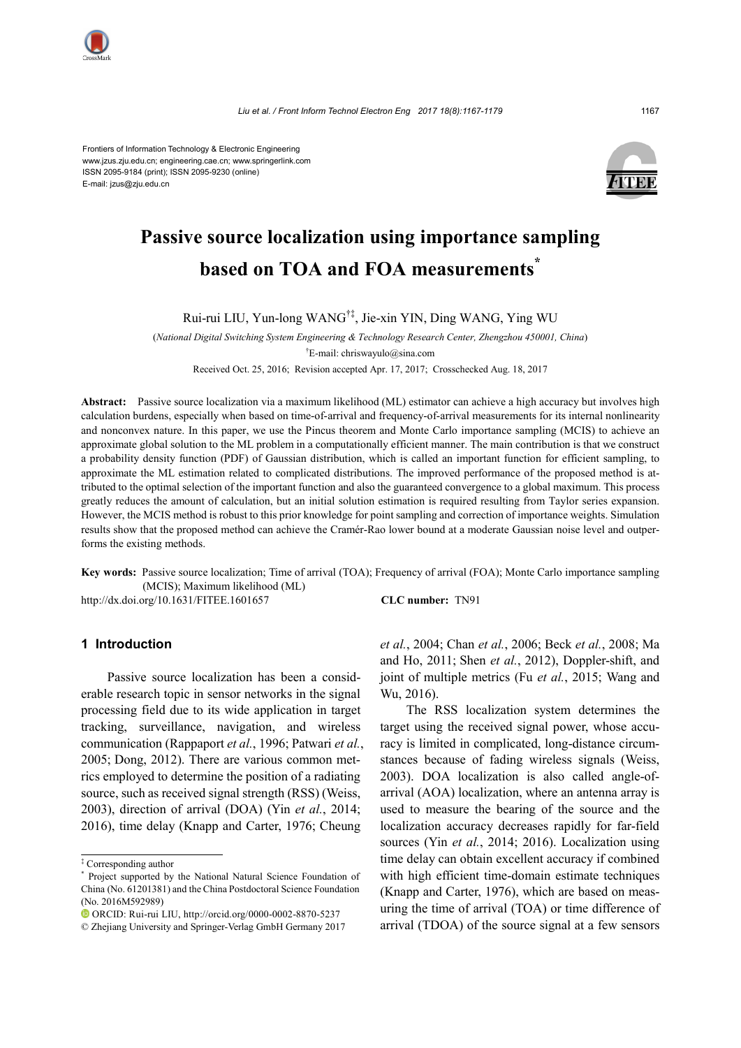Frontiers of Information Technology & Electronic Engineering
www.jzus.zju.edu.cn; engineering.cae.cn; www.springerlink.com
ISSN 2095-9184 (print); ISSN 2095-9230 (online)
E-mail: jzus@zju.edu.cn

# Passive source localization using importance sampling based on TOA and FOA measurements*

Rui-rui LIU, Yun-long WANG†‡, Jie-xin YIN, Ding WANG, Ying WU

(*National Digital Switching System Engineering & Technology Research Center, Zhengzhou 450001, China*)

†E-mail: chriswayulo@sina.com

Received Oct. 25, 2016; Revision accepted Apr. 17, 2017; Crosschecked Aug. 18, 2017

**Abstract:** Passive source localization via a maximum likelihood (ML) estimator can achieve a high accuracy but involves high calculation burdens, especially when based on time-of-arrival and frequency-of-arrival measurements for its internal nonlinearity and nonconvex nature. In this paper, we use the Pincus theorem and Monte Carlo importance sampling (MCIS) to achieve an approximate global solution to the ML problem in a computationally efficient manner. The main contribution is that we construct a probability density function (PDF) of Gaussian distribution, which is called an important function for efficient sampling, to approximate the ML estimation related to complicated distributions. The improved performance of the proposed method is attributed to the optimal selection of the important function and also the guaranteed convergence to a global maximum. This process greatly reduces the amount of calculation, but an initial solution estimation is required resulting from Taylor series expansion. However, the MCIS method is robust to this prior knowledge for point sampling and correction of importance weights. Simulation results show that the proposed method can achieve the Cramér-Rao lower bound at a moderate Gaussian noise level and outperforms the existing methods.

**Key words:** Passive source localization; Time of arrival (TOA); Frequency of arrival (FOA); Monte Carlo importance sampling (MCIS); Maximum likelihood (ML)

http://dx.doi.org/10.1631/FITEE.1601657 **CLC number:** TN91

## 1 Introduction

Passive source localization has been a considerable research topic in sensor networks in the signal processing field due to its wide application in target tracking, surveillance, navigation, and wireless communication (Rappaport *et al.*, 1996; Patwari *et al.*, 2005; Dong, 2012). There are various common metrics employed to determine the position of a radiating source, such as received signal strength (RSS) (Weiss, 2003), direction of arrival (DOA) (Yin *et al.*, 2014; 2016), time delay (Knapp and Carter, 1976; Cheung *et al.*, 2004; Chan *et al.*, 2006; Beck *et al.*, 2008; Ma and Ho, 2011; Shen *et al.*, 2012), Doppler-shift, and joint of multiple metrics (Fu *et al.*, 2015; Wang and Wu, 2016).

The RSS localization system determines the target using the received signal power, whose accuracy is limited in complicated, long-distance circumstances because of fading wireless signals (Weiss, 2003). DOA localization is also called angle-of-arrival (AOA) localization, where an antenna array is used to measure the bearing of the source and the localization accuracy decreases rapidly for far-field sources (Yin *et al.*, 2014; 2016). Localization using time delay can obtain excellent accuracy if combined with high efficient time-domain estimate techniques (Knapp and Carter, 1976), which are based on measuring the time of arrival (TOA) or time difference of arrival (TDOA) of the source signal at a few sensors

---

‡ Corresponding author

\* Project supported by the National Natural Science Foundation of China (No. 61201381) and the China Postdoctoral Science Foundation (No. 2016M592989)

ORCID: Rui-rui LIU, http://orcid.org/0000-0002-8870-5237

© Zhejiang University and Springer-Verlag GmbH Germany 2017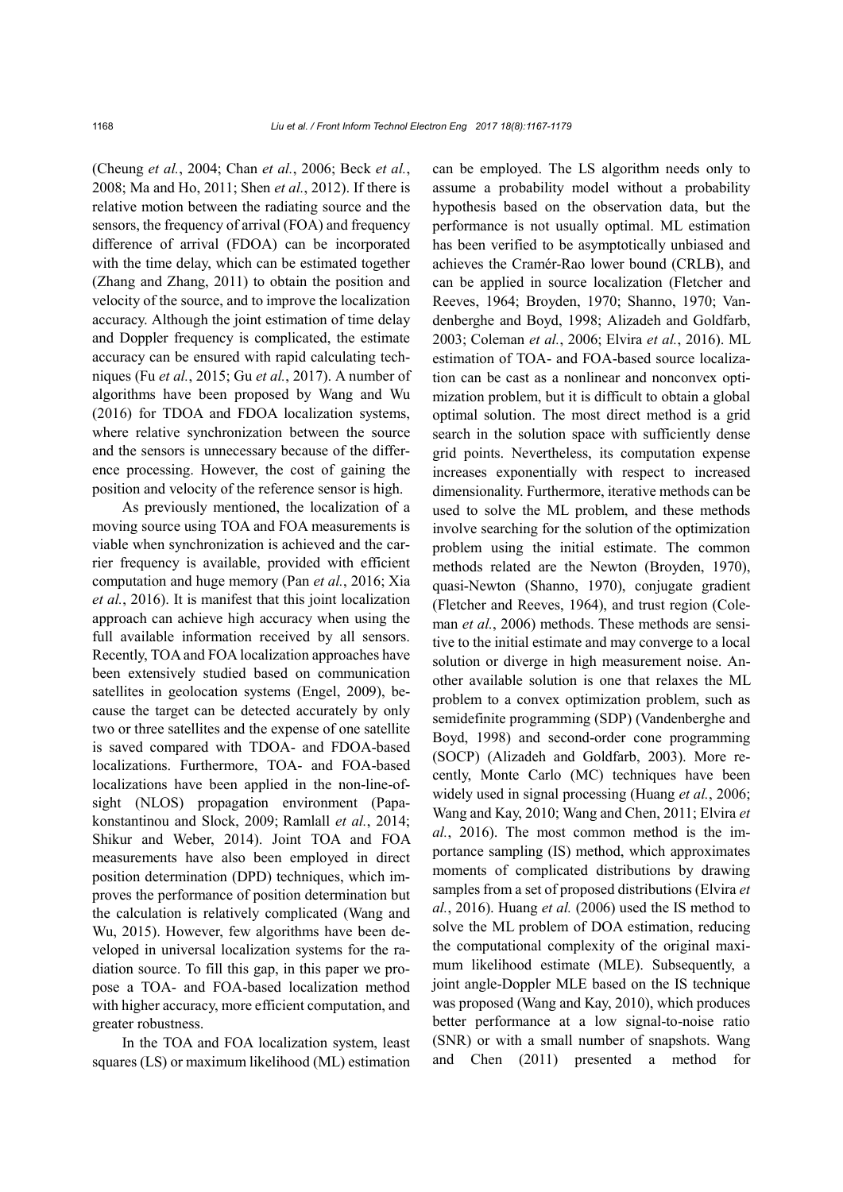(Cheung *et al.*, 2004; Chan *et al.*, 2006; Beck *et al.*, 2008; Ma and Ho, 2011; Shen *et al.*, 2012). If there is relative motion between the radiating source and the sensors, the frequency of arrival (FOA) and frequency difference of arrival (FDOA) can be incorporated with the time delay, which can be estimated together (Zhang and Zhang, 2011) to obtain the position and velocity of the source, and to improve the localization accuracy. Although the joint estimation of time delay and Doppler frequency is complicated, the estimate accuracy can be ensured with rapid calculating techniques (Fu *et al.*, 2015; Gu *et al.*, 2017). A number of algorithms have been proposed by Wang and Wu (2016) for TDOA and FDOA localization systems, where relative synchronization between the source and the sensors is unnecessary because of the difference processing. However, the cost of gaining the position and velocity of the reference sensor is high.

As previously mentioned, the localization of a moving source using TOA and FOA measurements is viable when synchronization is achieved and the carrier frequency is available, provided with efficient computation and huge memory (Pan *et al.*, 2016; Xia *et al.*, 2016). It is manifest that this joint localization approach can achieve high accuracy when using the full available information received by all sensors. Recently, TOA and FOA localization approaches have been extensively studied based on communication satellites in geolocation systems (Engel, 2009), because the target can be detected accurately by only two or three satellites and the expense of one satellite is saved compared with TDOA- and FDOA-based localizations. Furthermore, TOA- and FOA-based localizations have been applied in the non-line-of-sight (NLOS) propagation environment (Papakonstantinou and Slock, 2009; Ramlall *et al.*, 2014; Shikur and Weber, 2014). Joint TOA and FOA measurements have also been employed in direct position determination (DPD) techniques, which improves the performance of position determination but the calculation is relatively complicated (Wang and Wu, 2015). However, few algorithms have been developed in universal localization systems for the radiation source. To fill this gap, in this paper we propose a TOA- and FOA-based localization method with higher accuracy, more efficient computation, and greater robustness.

In the TOA and FOA localization system, least squares (LS) or maximum likelihood (ML) estimation can be employed. The LS algorithm needs only to assume a probability model without a probability hypothesis based on the observation data, but the performance is not usually optimal. ML estimation has been verified to be asymptotically unbiased and achieves the Cramér-Rao lower bound (CRLB), and can be applied in source localization (Fletcher and Reeves, 1964; Broyden, 1970; Shanno, 1970; Vandenberghe and Boyd, 1998; Alizadeh and Goldfarb, 2003; Coleman *et al.*, 2006; Elvira *et al.*, 2016). ML estimation of TOA- and FOA-based source localization can be cast as a nonlinear and nonconvex optimization problem, but it is difficult to obtain a global optimal solution. The most direct method is a grid search in the solution space with sufficiently dense grid points. Nevertheless, its computation expense increases exponentially with respect to increased dimensionality. Furthermore, iterative methods can be used to solve the ML problem, and these methods involve searching for the solution of the optimization problem using the initial estimate. The common methods related are the Newton (Broyden, 1970), quasi-Newton (Shanno, 1970), conjugate gradient (Fletcher and Reeves, 1964), and trust region (Coleman *et al.*, 2006) methods. These methods are sensitive to the initial estimate and may converge to a local solution or diverge in high measurement noise. Another available solution is one that relaxes the ML problem to a convex optimization problem, such as semidefinite programming (SDP) (Vandenberghe and Boyd, 1998) and second-order cone programming (SOCP) (Alizadeh and Goldfarb, 2003). More recently, Monte Carlo (MC) techniques have been widely used in signal processing (Huang *et al.*, 2006; Wang and Kay, 2010; Wang and Chen, 2011; Elvira *et al.*, 2016). The most common method is the importance sampling (IS) method, which approximates moments of complicated distributions by drawing samples from a set of proposed distributions (Elvira *et al.*, 2016). Huang *et al.* (2006) used the IS method to solve the ML problem of DOA estimation, reducing the computational complexity of the original maximum likelihood estimate (MLE). Subsequently, a joint angle-Doppler MLE based on the IS technique was proposed (Wang and Kay, 2010), which produces better performance at a low signal-to-noise ratio (SNR) or with a small number of snapshots. Wang and Chen (2011) presented a method for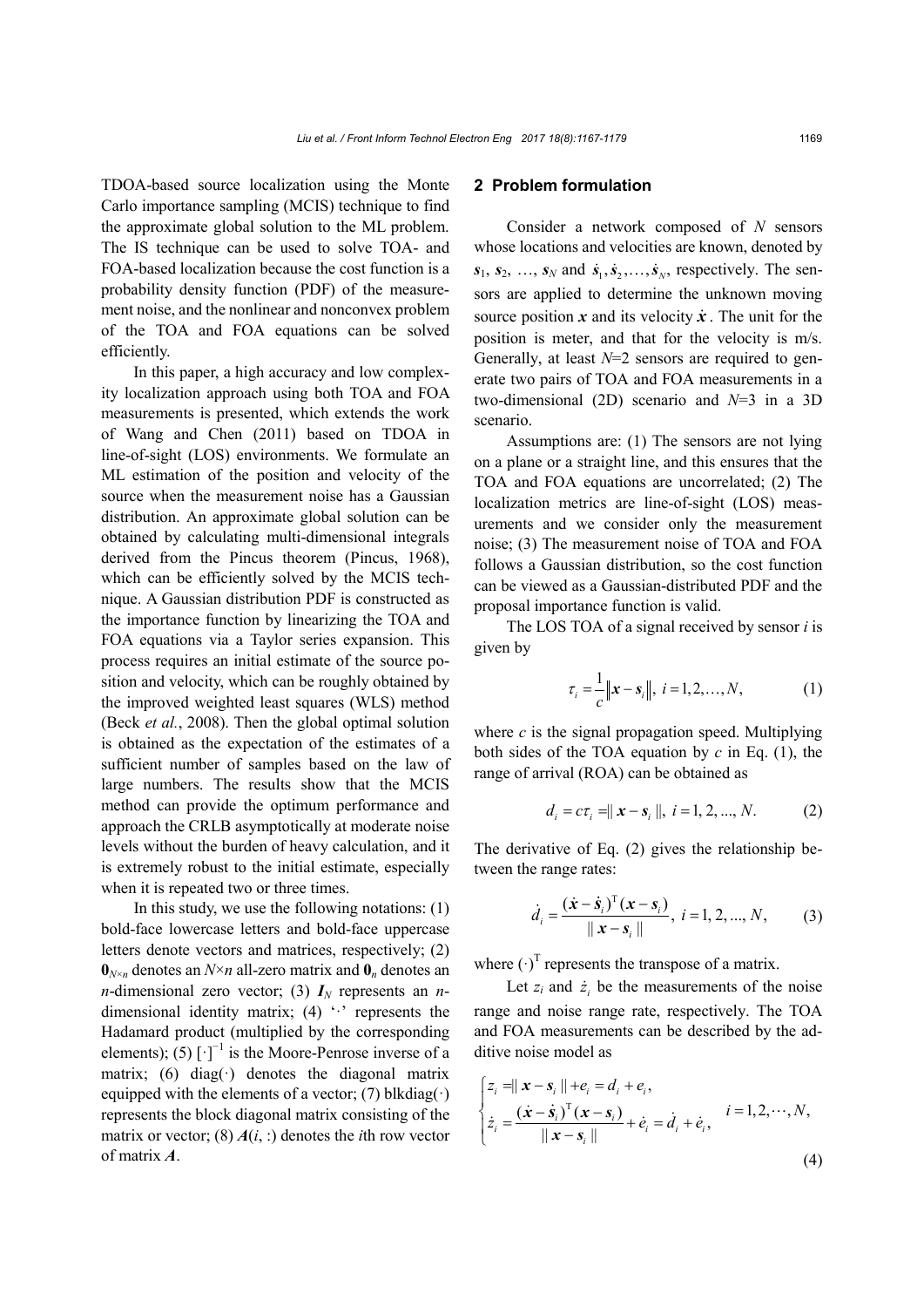TDOA-based source localization using the Monte Carlo importance sampling (MCIS) technique to find the approximate global solution to the ML problem. The IS technique can be used to solve TOA- and FOA-based localization because the cost function is a probability density function (PDF) of the measurement noise, and the nonlinear and nonconvex problem of the TOA and FOA equations can be solved efficiently.

In this paper, a high accuracy and low complexity localization approach using both TOA and FOA measurements is presented, which extends the work of Wang and Chen (2011) based on TDOA in line-of-sight (LOS) environments. We formulate an ML estimation of the position and velocity of the source when the measurement noise has a Gaussian distribution. An approximate global solution can be obtained by calculating multi-dimensional integrals derived from the Pincus theorem (Pincus, 1968), which can be efficiently solved by the MCIS technique. A Gaussian distribution PDF is constructed as the importance function by linearizing the TOA and FOA equations via a Taylor series expansion. This process requires an initial estimate of the source position and velocity, which can be roughly obtained by the improved weighted least squares (WLS) method (Beck *et al.*, 2008). Then the global optimal solution is obtained as the expectation of the estimates of a sufficient number of samples based on the law of large numbers. The results show that the MCIS method can provide the optimum performance and approach the CRLB asymptotically at moderate noise levels without the burden of heavy calculation, and it is extremely robust to the initial estimate, especially when it is repeated two or three times.

In this study, we use the following notations: (1) bold-face lowercase letters and bold-face uppercase letters denote vectors and matrices, respectively; (2) $\mathbf{0}_{N\times n}$ denotes an $N\times n$ all-zero matrix and $\mathbf{0}_n$ denotes an $n$-dimensional zero vector; (3) $\boldsymbol{I}_N$ represents an $n$-dimensional identity matrix; (4) '$\cdot$' represents the Hadamard product (multiplied by the corresponding elements); (5) $[\cdot]^{-1}$ is the Moore-Penrose inverse of a matrix; (6) diag($\cdot$) denotes the diagonal matrix equipped with the elements of a vector; (7) blkdiag($\cdot$) represents the block diagonal matrix consisting of the matrix or vector; (8) $\boldsymbol{A}(i, :)$ denotes the $i$th row vector of matrix $\boldsymbol{A}$.

## 2 Problem formulation

Consider a network composed of $N$ sensors whose locations and velocities are known, denoted by $\boldsymbol{s}_1, \boldsymbol{s}_2, \ldots, \boldsymbol{s}_N$ and $\dot{\boldsymbol{s}}_1, \dot{\boldsymbol{s}}_2, \ldots, \dot{\boldsymbol{s}}_N$, respectively. The sensors are applied to determine the unknown moving source position $\boldsymbol{x}$ and its velocity $\dot{\boldsymbol{x}}$. The unit for the position is meter, and that for the velocity is m/s. Generally, at least $N$=2 sensors are required to generate two pairs of TOA and FOA measurements in a two-dimensional (2D) scenario and $N$=3 in a 3D scenario.

Assumptions are: (1) The sensors are not lying on a plane or a straight line, and this ensures that the TOA and FOA equations are uncorrelated; (2) The localization metrics are line-of-sight (LOS) measurements and we consider only the measurement noise; (3) The measurement noise of TOA and FOA follows a Gaussian distribution, so the cost function can be viewed as a Gaussian-distributed PDF and the proposal importance function is valid.

The LOS TOA of a signal received by sensor $i$ is given by

$$\tau_i = \frac{1}{c}\left\|\boldsymbol{x} - \boldsymbol{s}_i\right\|,\ i = 1, 2, \ldots, N, \tag{1}$$

where $c$ is the signal propagation speed. Multiplying both sides of the TOA equation by $c$ in Eq. (1), the range of arrival (ROA) can be obtained as

$$d_i = c\tau_i = \| \boldsymbol{x} - \boldsymbol{s}_i \|,\ i = 1, 2, ..., N. \tag{2}$$

The derivative of Eq. (2) gives the relationship between the range rates:

$$\dot{d}_i = \frac{(\dot{\boldsymbol{x}} - \dot{\boldsymbol{s}}_i)^{\mathrm{T}}(\boldsymbol{x} - \boldsymbol{s}_i)}{\| \boldsymbol{x} - \boldsymbol{s}_i \|},\ i = 1, 2, ..., N, \tag{3}$$

where $(\cdot)^{\mathrm{T}}$ represents the transpose of a matrix.

Let $z_i$ and $\dot{z}_i$ be the measurements of the noise range and noise range rate, respectively. The TOA and FOA measurements can be described by the additive noise model as

$$\begin{cases} z_i = \| \boldsymbol{x} - \boldsymbol{s}_i \| + e_i = d_i + e_i, \\ \dot{z}_i = \dfrac{(\dot{\boldsymbol{x}} - \dot{\boldsymbol{s}}_i)^{\mathrm{T}}(\boldsymbol{x} - \boldsymbol{s}_i)}{\| \boldsymbol{x} - \boldsymbol{s}_i \|} + \dot{e}_i = \dot{d}_i + \dot{e}_i, \end{cases} \quad i = 1, 2, \cdots, N, \tag{4}$$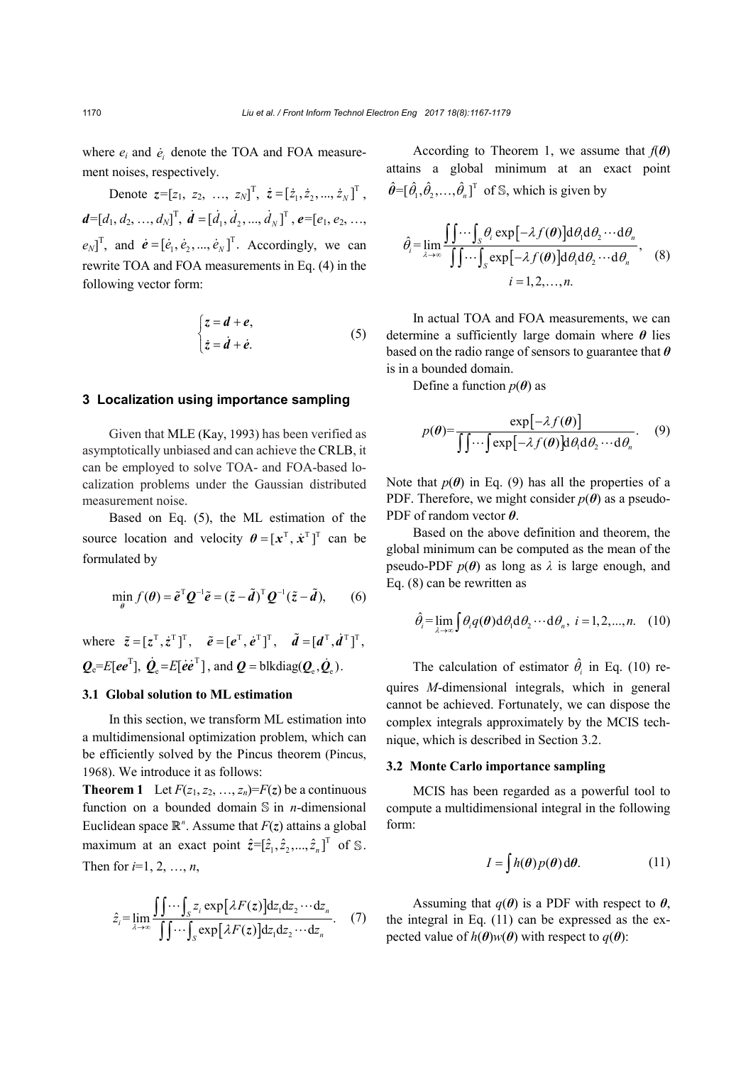where $e_i$ and $\dot{e}_i$ denote the TOA and FOA measurement noises, respectively.

Denote $\boldsymbol{z}=[z_1, z_2, \ldots, z_N]^{\mathrm{T}}$, $\dot{\boldsymbol{z}}=[\dot{z}_1, \dot{z}_2, ..., \dot{z}_N]^{\mathrm{T}}$, $\boldsymbol{d}=[d_1, d_2, \ldots, d_N]^{\mathrm{T}}$, $\dot{\boldsymbol{d}}=[\dot{d}_1, \dot{d}_2, ..., \dot{d}_N]^{\mathrm{T}}$, $\boldsymbol{e}=[e_1, e_2, \ldots, e_N]^{\mathrm{T}}$, and $\dot{\boldsymbol{e}}=[\dot{e}_1, \dot{e}_2, ..., \dot{e}_N]^{\mathrm{T}}$. Accordingly, we can rewrite TOA and FOA measurements in Eq. (4) in the following vector form:

$$\begin{cases} \boldsymbol{z}=\boldsymbol{d}+\boldsymbol{e}, \\ \dot{\boldsymbol{z}}=\dot{\boldsymbol{d}}+\dot{\boldsymbol{e}}. \end{cases} \tag{5}$$

## 3 Localization using importance sampling

Given that MLE (Kay, 1993) has been verified as asymptotically unbiased and can achieve the CRLB, it can be employed to solve TOA- and FOA-based localization problems under the Gaussian distributed measurement noise.

Based on Eq. (5), the ML estimation of the source location and velocity $\boldsymbol{\theta}=[\boldsymbol{x}^{\mathrm{T}}, \dot{\boldsymbol{x}}^{\mathrm{T}}]^{\mathrm{T}}$ can be formulated by

$$\min_{\boldsymbol{\theta}} f(\boldsymbol{\theta})=\tilde{\boldsymbol{e}}^{\mathrm{T}}\boldsymbol{Q}^{-1}\tilde{\boldsymbol{e}}=(\tilde{\boldsymbol{z}}-\tilde{\boldsymbol{d}})^{\mathrm{T}}\boldsymbol{Q}^{-1}(\tilde{\boldsymbol{z}}-\tilde{\boldsymbol{d}}), \tag{6}$$

where $\tilde{\boldsymbol{z}}=[\boldsymbol{z}^{\mathrm{T}}, \dot{\boldsymbol{z}}^{\mathrm{T}}]^{\mathrm{T}}$, $\tilde{\boldsymbol{e}}=[\boldsymbol{e}^{\mathrm{T}}, \dot{\boldsymbol{e}}^{\mathrm{T}}]^{\mathrm{T}}$, $\tilde{\boldsymbol{d}}=[\boldsymbol{d}^{\mathrm{T}}, \dot{\boldsymbol{d}}^{\mathrm{T}}]^{\mathrm{T}}$, $\boldsymbol{Q}_{\mathrm{e}}=E[\boldsymbol{e}\boldsymbol{e}^{\mathrm{T}}]$, $\dot{\boldsymbol{Q}}_{\mathrm{e}}=E[\dot{\boldsymbol{e}}\dot{\boldsymbol{e}}^{\mathrm{T}}]$, and $\boldsymbol{Q}=\mathrm{blkdiag}(\boldsymbol{Q}_{\mathrm{e}}, \dot{\boldsymbol{Q}}_{\mathrm{e}})$.

### 3.1 Global solution to ML estimation

In this section, we transform ML estimation into a multidimensional optimization problem, which can be efficiently solved by the Pincus theorem (Pincus, 1968). We introduce it as follows:

**Theorem 1** Let $F(z_1, z_2, \ldots, z_n)=F(\boldsymbol{z})$ be a continuous function on a bounded domain $\mathbb{S}$ in $n$-dimensional Euclidean space $\mathbb{R}^n$. Assume that $F(\boldsymbol{z})$ attains a global maximum at an exact point $\hat{\boldsymbol{z}}=[\hat{z}_1, \hat{z}_2, ..., \hat{z}_n]^{\mathrm{T}}$ of $\mathbb{S}$. Then for $i=1, 2, \ldots, n$,

$$\hat{z}_i=\lim_{\lambda\to\infty}\frac{\iint\cdots\int_S z_i \exp\left[\lambda F(\boldsymbol{z})\right]\mathrm{d}z_1\mathrm{d}z_2\cdots\mathrm{d}z_n}{\iint\cdots\int_S \exp\left[\lambda F(\boldsymbol{z})\right]\mathrm{d}z_1\mathrm{d}z_2\cdots\mathrm{d}z_n}. \tag{7}$$

According to Theorem 1, we assume that $f(\boldsymbol{\theta})$ attains a global minimum at an exact point $\hat{\boldsymbol{\theta}}=[\hat{\theta}_1, \hat{\theta}_2, \ldots, \hat{\theta}_n]^{\mathrm{T}}$ of $\mathbb{S}$, which is given by

$$\hat{\theta}_i=\lim_{\lambda\to\infty}\frac{\iint\cdots\int_S \theta_i \exp\left[-\lambda f(\boldsymbol{\theta})\right]\mathrm{d}\theta_1\mathrm{d}\theta_2\cdots\mathrm{d}\theta_n}{\iint\cdots\int_S \exp\left[-\lambda f(\boldsymbol{\theta})\right]\mathrm{d}\theta_1\mathrm{d}\theta_2\cdots\mathrm{d}\theta_n}, \quad i=1,2,\ldots,n. \tag{8}$$

In actual TOA and FOA measurements, we can determine a sufficiently large domain where $\boldsymbol{\theta}$ lies based on the radio range of sensors to guarantee that $\boldsymbol{\theta}$ is in a bounded domain.

Define a function $p(\boldsymbol{\theta})$ as

$$p(\boldsymbol{\theta})=\frac{\exp\left[-\lambda f(\boldsymbol{\theta})\right]}{\iint\cdots\int \exp\left[-\lambda f(\boldsymbol{\theta})\right]\mathrm{d}\theta_1\mathrm{d}\theta_2\cdots\mathrm{d}\theta_n}. \tag{9}$$

Note that $p(\boldsymbol{\theta})$ in Eq. (9) has all the properties of a PDF. Therefore, we might consider $p(\boldsymbol{\theta})$ as a pseudo-PDF of random vector $\boldsymbol{\theta}$.

Based on the above definition and theorem, the global minimum can be computed as the mean of the pseudo-PDF $p(\boldsymbol{\theta})$ as long as $\lambda$ is large enough, and Eq. (8) can be rewritten as

$$\hat{\theta}_i=\lim_{\lambda\to\infty}\int \theta_i q(\boldsymbol{\theta})\mathrm{d}\theta_1\mathrm{d}\theta_2\cdots\mathrm{d}\theta_n, \ i=1,2,...,n. \tag{10}$$

The calculation of estimator $\hat{\theta}_i$ in Eq. (10) requires $M$-dimensional integrals, which in general cannot be achieved. Fortunately, we can dispose the complex integrals approximately by the MCIS technique, which is described in Section 3.2.

### 3.2 Monte Carlo importance sampling

MCIS has been regarded as a powerful tool to compute a multidimensional integral in the following form:

$$I=\int h(\boldsymbol{\theta})p(\boldsymbol{\theta})\,\mathrm{d}\boldsymbol{\theta}. \tag{11}$$

Assuming that $q(\boldsymbol{\theta})$ is a PDF with respect to $\boldsymbol{\theta}$, the integral in Eq. (11) can be expressed as the expected value of $h(\boldsymbol{\theta})w(\boldsymbol{\theta})$ with respect to $q(\boldsymbol{\theta})$: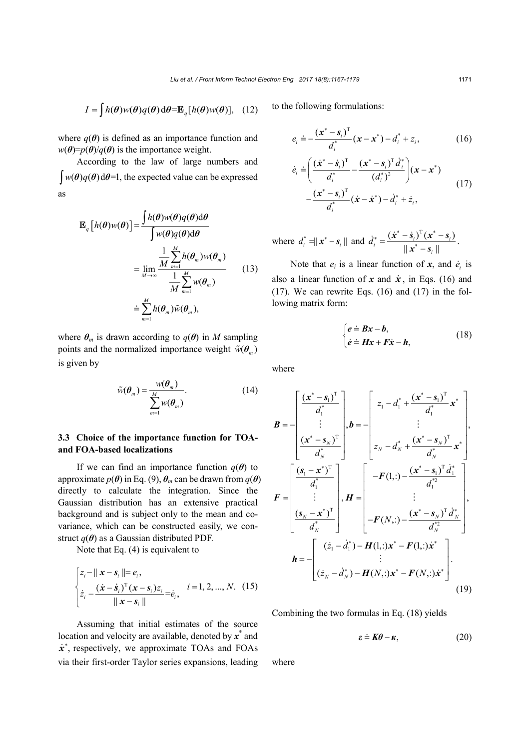$$I = \int h(\boldsymbol{\theta}) w(\boldsymbol{\theta}) q(\boldsymbol{\theta}) \,\mathrm{d}\boldsymbol{\theta} = \mathbb{E}_q[h(\boldsymbol{\theta}) w(\boldsymbol{\theta})], \quad (12)$$

where $q(\boldsymbol{\theta})$ is defined as an importance function and $w(\boldsymbol{\theta})=p(\boldsymbol{\theta})/q(\boldsymbol{\theta})$ is the importance weight.

According to the law of large numbers and $\int w(\boldsymbol{\theta}) q(\boldsymbol{\theta}) \,\mathrm{d}\boldsymbol{\theta}=1$, the expected value can be expressed as

$$\begin{aligned}
\mathbb{E}_q\left[h(\boldsymbol{\theta}) w(\boldsymbol{\theta})\right] &= \frac{\int h(\boldsymbol{\theta}) w(\boldsymbol{\theta}) q(\boldsymbol{\theta}) \mathrm{d}\boldsymbol{\theta}}{\int w(\boldsymbol{\theta}) q(\boldsymbol{\theta}) \mathrm{d}\boldsymbol{\theta}} \\
&= \lim_{M \to \infty} \frac{\frac{1}{M} \sum_{m=1}^{M} h(\boldsymbol{\theta}_m) w(\boldsymbol{\theta}_m)}{\frac{1}{M} \sum_{m=1}^{M} w(\boldsymbol{\theta}_m)} \\
&\doteq \sum_{m=1}^{M} h(\boldsymbol{\theta}_m) \tilde{w}(\boldsymbol{\theta}_m),
\end{aligned} \quad (13)$$

where $\boldsymbol{\theta}_m$ is drawn according to $q(\boldsymbol{\theta})$ in $M$ sampling points and the normalized importance weight $\tilde{w}(\boldsymbol{\theta}_m)$ is given by

$$\tilde{w}(\boldsymbol{\theta}_m) = \frac{w(\boldsymbol{\theta}_m)}{\sum_{m=1}^{M} w(\boldsymbol{\theta}_m)}. \quad (14)$$

### 3.3 Choice of the importance function for TOA- and FOA-based localizations

If we can find an importance function $q(\boldsymbol{\theta})$ to approximate $p(\boldsymbol{\theta})$ in Eq. (9), $\boldsymbol{\theta}_m$ can be drawn from $q(\boldsymbol{\theta})$ directly to calculate the integration. Since the Gaussian distribution has an extensive practical background and is subject only to the mean and covariance, which can be constructed easily, we construct $q(\boldsymbol{\theta})$ as a Gaussian distributed PDF.

Note that Eq. (4) is equivalent to

$$\begin{cases} z_i - \|\boldsymbol{x}-\boldsymbol{s}_i\| = e_i, \\ \dot{z}_i - \dfrac{(\dot{\boldsymbol{x}}-\dot{\boldsymbol{s}}_i)^{\mathrm{T}}(\boldsymbol{x}-\boldsymbol{s}_i) z_i}{\|\boldsymbol{x}-\boldsymbol{s}_i\|} = \dot{e}_i, \end{cases} \quad i=1,2,...,N. \quad (15)$$

Assuming that initial estimates of the source location and velocity are available, denoted by $\boldsymbol{x}^*$ and $\dot{\boldsymbol{x}}^*$, respectively, we approximate TOAs and FOAs via their first-order Taylor series expansions, leading to the following formulations:

$$e_i \doteq -\frac{(\boldsymbol{x}^*-\boldsymbol{s}_i)^{\mathrm{T}}}{d_i^*}(\boldsymbol{x}-\boldsymbol{x}^*) - d_i^* + z_i, \quad (16)$$

$$\begin{aligned}
\dot{e}_i \doteq& \left( \frac{(\dot{\boldsymbol{x}}^*-\dot{\boldsymbol{s}}_i)^{\mathrm{T}}}{d_i^*} - \frac{(\boldsymbol{x}^*-\boldsymbol{s}_i)^{\mathrm{T}} \dot{d}_i^*}{(d_i^*)^2} \right)(\boldsymbol{x}-\boldsymbol{x}^*) \\
&- \frac{(\boldsymbol{x}^*-\boldsymbol{s}_i)^{\mathrm{T}}}{d_i^*}(\dot{\boldsymbol{x}}-\dot{\boldsymbol{x}}^*) - \dot{d}_i^* + \dot{z}_i,
\end{aligned} \quad (17)$$

where $d_i^* = \|\boldsymbol{x}^*-\boldsymbol{s}_i\|$ and $\dot{d}_i^* = \dfrac{(\dot{\boldsymbol{x}}^*-\dot{\boldsymbol{s}}_i)^{\mathrm{T}}(\boldsymbol{x}^*-\boldsymbol{s}_i)}{\|\boldsymbol{x}^*-\boldsymbol{s}_i\|}$.

Note that $e_i$ is a linear function of $\boldsymbol{x}$, and $\dot{e}_i$ is also a linear function of $\boldsymbol{x}$ and $\dot{\boldsymbol{x}}$, in Eqs. (16) and (17). We can rewrite Eqs. (16) and (17) in the following matrix form:

$$\begin{cases} \boldsymbol{e} \doteq \boldsymbol{B}\boldsymbol{x} - \boldsymbol{b}, \\ \dot{\boldsymbol{e}} \doteq \boldsymbol{H}\boldsymbol{x} + \boldsymbol{F}\dot{\boldsymbol{x}} - \boldsymbol{h}, \end{cases} \quad (18)$$

where

$$\begin{aligned}
&\boldsymbol{B} = -\begin{bmatrix} \dfrac{(\boldsymbol{x}^*-\boldsymbol{s}_1)^{\mathrm{T}}}{d_1^*} \\ \vdots \\ \dfrac{(\boldsymbol{x}^*-\boldsymbol{s}_N)^{\mathrm{T}}}{d_N^*} \end{bmatrix}, \boldsymbol{b} = -\begin{bmatrix} z_1 - d_1^* + \dfrac{(\boldsymbol{x}^*-\boldsymbol{s}_1)^{\mathrm{T}}}{d_1^*}\boldsymbol{x}^* \\ \vdots \\ z_N - d_N^* + \dfrac{(\boldsymbol{x}^*-\boldsymbol{s}_N)^{\mathrm{T}}}{d_N^*}\boldsymbol{x}^* \end{bmatrix}, \\
&\boldsymbol{F} = \begin{bmatrix} \dfrac{(\boldsymbol{s}_1-\boldsymbol{x}^*)^{\mathrm{T}}}{d_1^*} \\ \vdots \\ \dfrac{(\boldsymbol{s}_N-\boldsymbol{x}^*)^{\mathrm{T}}}{d_N^*} \end{bmatrix}, \boldsymbol{H} = \begin{bmatrix} -\boldsymbol{F}(1,:) - \dfrac{(\boldsymbol{x}^*-\boldsymbol{s}_1)^{\mathrm{T}}\dot{d}_1^*}{d_1^{*2}} \\ \vdots \\ -\boldsymbol{F}(N,:) - \dfrac{(\boldsymbol{x}^*-\boldsymbol{s}_N)^{\mathrm{T}}\dot{d}_N^*}{d_N^{*2}} \end{bmatrix}, \\
&\boldsymbol{h} = -\begin{bmatrix} (\dot{z}_1 - \dot{d}_1^*) - \boldsymbol{H}(1,:)\boldsymbol{x}^* - \boldsymbol{F}(1,:)\dot{\boldsymbol{x}}^* \\ \vdots \\ (\dot{z}_N - \dot{d}_N^*) - \boldsymbol{H}(N,:)\boldsymbol{x}^* - \boldsymbol{F}(N,:)\dot{\boldsymbol{x}}^* \end{bmatrix}.
\end{aligned} \quad (19)$$

Combining the two formulas in Eq. (18) yields

$$\boldsymbol{\varepsilon} \doteq \boldsymbol{K}\boldsymbol{\theta} - \boldsymbol{\kappa}, \quad (20)$$

where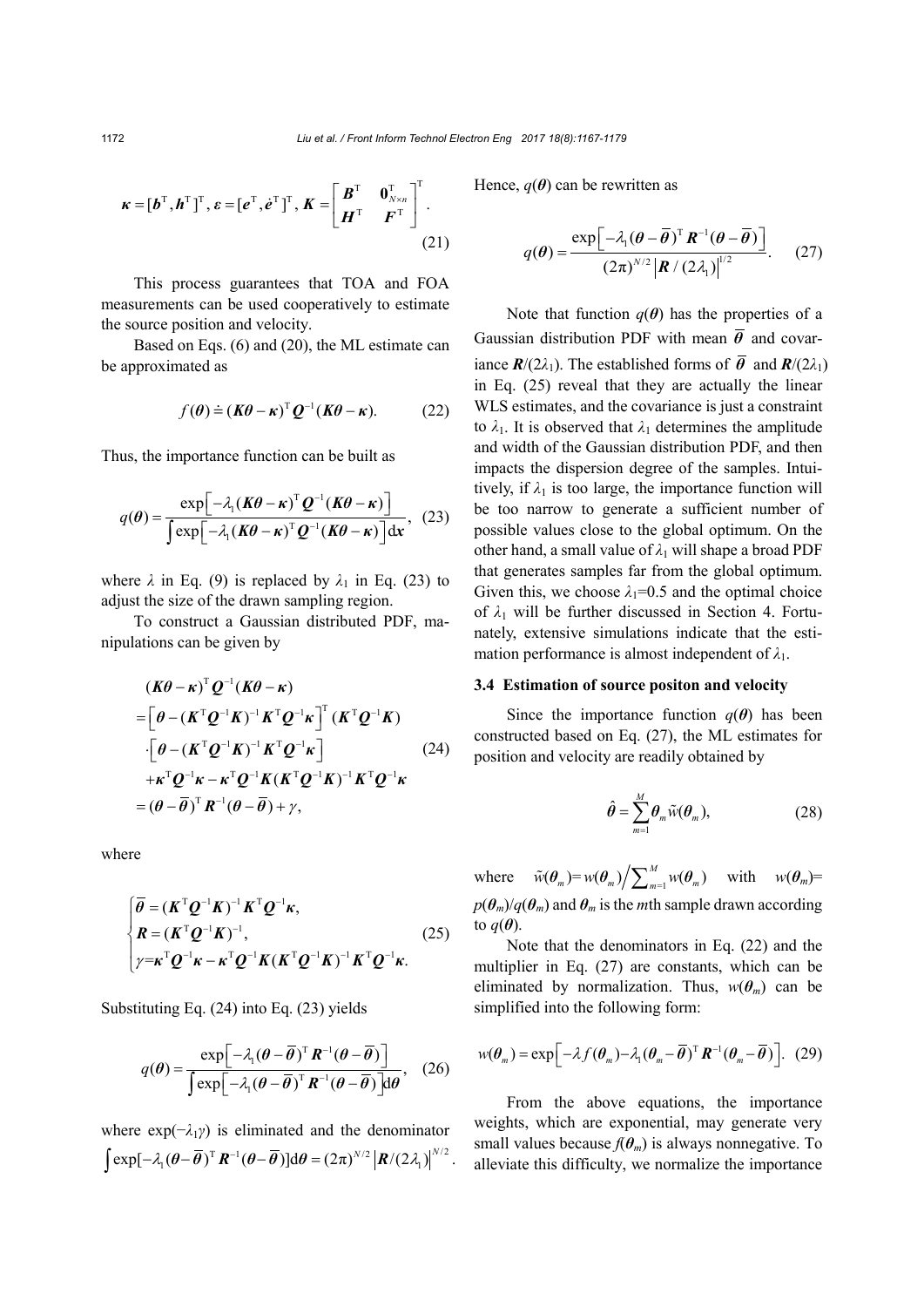$$\boldsymbol{\kappa}=[\boldsymbol{b}^{\mathrm{T}},\boldsymbol{h}^{\mathrm{T}}]^{\mathrm{T}},\ \boldsymbol{\varepsilon}=[\boldsymbol{e}^{\mathrm{T}},\dot{\boldsymbol{e}}^{\mathrm{T}}]^{\mathrm{T}},\ \boldsymbol{K}=\begin{bmatrix}\boldsymbol{B}^{\mathrm{T}} & \boldsymbol{0}_{N\times n}^{\mathrm{T}}\\ \boldsymbol{H}^{\mathrm{T}} & \boldsymbol{F}^{\mathrm{T}}\end{bmatrix}^{\mathrm{T}}. \tag{21}$$

This process guarantees that TOA and FOA measurements can be used cooperatively to estimate the source position and velocity.

Based on Eqs. (6) and (20), the ML estimate can be approximated as

$$f(\boldsymbol{\theta})\doteq(\boldsymbol{K}\boldsymbol{\theta}-\boldsymbol{\kappa})^{\mathrm{T}}\boldsymbol{Q}^{-1}(\boldsymbol{K}\boldsymbol{\theta}-\boldsymbol{\kappa}). \tag{22}$$

Thus, the importance function can be built as

$$q(\boldsymbol{\theta})=\frac{\exp\left[-\lambda_1(\boldsymbol{K}\boldsymbol{\theta}-\boldsymbol{\kappa})^{\mathrm{T}}\boldsymbol{Q}^{-1}(\boldsymbol{K}\boldsymbol{\theta}-\boldsymbol{\kappa})\right]}{\int\exp\left[-\lambda_1(\boldsymbol{K}\boldsymbol{\theta}-\boldsymbol{\kappa})^{\mathrm{T}}\boldsymbol{Q}^{-1}(\boldsymbol{K}\boldsymbol{\theta}-\boldsymbol{\kappa})\right]\mathrm{d}\boldsymbol{x}}, \tag{23}$$

where $\lambda$ in Eq. (9) is replaced by $\lambda_1$ in Eq. (23) to adjust the size of the drawn sampling region.

To construct a Gaussian distributed PDF, manipulations can be given by

$$\begin{aligned}
&(\boldsymbol{K}\boldsymbol{\theta}-\boldsymbol{\kappa})^{\mathrm{T}}\boldsymbol{Q}^{-1}(\boldsymbol{K}\boldsymbol{\theta}-\boldsymbol{\kappa})\\
&=\left[\boldsymbol{\theta}-(\boldsymbol{K}^{\mathrm{T}}\boldsymbol{Q}^{-1}\boldsymbol{K})^{-1}\boldsymbol{K}^{\mathrm{T}}\boldsymbol{Q}^{-1}\boldsymbol{\kappa}\right]^{\mathrm{T}}(\boldsymbol{K}^{\mathrm{T}}\boldsymbol{Q}^{-1}\boldsymbol{K})\\
&\quad\cdot\left[\boldsymbol{\theta}-(\boldsymbol{K}^{\mathrm{T}}\boldsymbol{Q}^{-1}\boldsymbol{K})^{-1}\boldsymbol{K}^{\mathrm{T}}\boldsymbol{Q}^{-1}\boldsymbol{\kappa}\right]\\
&\quad+\boldsymbol{\kappa}^{\mathrm{T}}\boldsymbol{Q}^{-1}\boldsymbol{\kappa}-\boldsymbol{\kappa}^{\mathrm{T}}\boldsymbol{Q}^{-1}\boldsymbol{K}(\boldsymbol{K}^{\mathrm{T}}\boldsymbol{Q}^{-1}\boldsymbol{K})^{-1}\boldsymbol{K}^{\mathrm{T}}\boldsymbol{Q}^{-1}\boldsymbol{\kappa}\\
&=(\boldsymbol{\theta}-\overline{\boldsymbol{\theta}})^{\mathrm{T}}\boldsymbol{R}^{-1}(\boldsymbol{\theta}-\overline{\boldsymbol{\theta}})+\gamma,
\end{aligned} \tag{24}$$

where

$$\begin{cases}
\overline{\boldsymbol{\theta}}=(\boldsymbol{K}^{\mathrm{T}}\boldsymbol{Q}^{-1}\boldsymbol{K})^{-1}\boldsymbol{K}^{\mathrm{T}}\boldsymbol{Q}^{-1}\boldsymbol{\kappa},\\
\boldsymbol{R}=(\boldsymbol{K}^{\mathrm{T}}\boldsymbol{Q}^{-1}\boldsymbol{K})^{-1},\\
\gamma=\boldsymbol{\kappa}^{\mathrm{T}}\boldsymbol{Q}^{-1}\boldsymbol{\kappa}-\boldsymbol{\kappa}^{\mathrm{T}}\boldsymbol{Q}^{-1}\boldsymbol{K}(\boldsymbol{K}^{\mathrm{T}}\boldsymbol{Q}^{-1}\boldsymbol{K})^{-1}\boldsymbol{K}^{\mathrm{T}}\boldsymbol{Q}^{-1}\boldsymbol{\kappa}.
\end{cases} \tag{25}$$

Substituting Eq. (24) into Eq. (23) yields

$$q(\boldsymbol{\theta})=\frac{\exp\left[-\lambda_1(\boldsymbol{\theta}-\overline{\boldsymbol{\theta}})^{\mathrm{T}}\boldsymbol{R}^{-1}(\boldsymbol{\theta}-\overline{\boldsymbol{\theta}})\right]}{\int\exp\left[-\lambda_1(\boldsymbol{\theta}-\overline{\boldsymbol{\theta}})^{\mathrm{T}}\boldsymbol{R}^{-1}(\boldsymbol{\theta}-\overline{\boldsymbol{\theta}})\right]\mathrm{d}\boldsymbol{\theta}}, \tag{26}$$

where $\exp(-\lambda_1\gamma)$ is eliminated and the denominator $\int\exp[-\lambda_1(\boldsymbol{\theta}-\overline{\boldsymbol{\theta}})^{\mathrm{T}}\boldsymbol{R}^{-1}(\boldsymbol{\theta}-\overline{\boldsymbol{\theta}})]\mathrm{d}\boldsymbol{\theta}=(2\pi)^{N/2}\left|\boldsymbol{R}/(2\lambda_1)\right|^{N/2}$. Hence, $q(\boldsymbol{\theta})$ can be rewritten as

$$q(\boldsymbol{\theta})=\frac{\exp\left[-\lambda_1(\boldsymbol{\theta}-\overline{\boldsymbol{\theta}})^{\mathrm{T}}\boldsymbol{R}^{-1}(\boldsymbol{\theta}-\overline{\boldsymbol{\theta}})\right]}{(2\pi)^{N/2}\left|\boldsymbol{R}/(2\lambda_1)\right|^{1/2}}. \tag{27}$$

Note that function $q(\boldsymbol{\theta})$ has the properties of a Gaussian distribution PDF with mean $\overline{\boldsymbol{\theta}}$ and covariance $\boldsymbol{R}/(2\lambda_1)$. The established forms of $\overline{\boldsymbol{\theta}}$ and $\boldsymbol{R}/(2\lambda_1)$ in Eq. (25) reveal that they are actually the linear WLS estimates, and the covariance is just a constraint to $\lambda_1$. It is observed that $\lambda_1$ determines the amplitude and width of the Gaussian distribution PDF, and then impacts the dispersion degree of the samples. Intuitively, if $\lambda_1$ is too large, the importance function will be too narrow to generate a sufficient number of possible values close to the global optimum. On the other hand, a small value of $\lambda_1$ will shape a broad PDF that generates samples far from the global optimum. Given this, we choose $\lambda_1$=0.5 and the optimal choice of $\lambda_1$ will be further discussed in Section 4. Fortunately, extensive simulations indicate that the estimation performance is almost independent of $\lambda_1$.

### 3.4 Estimation of source positon and velocity

Since the importance function $q(\boldsymbol{\theta})$ has been constructed based on Eq. (27), the ML estimates for position and velocity are readily obtained by

$$\hat{\boldsymbol{\theta}}=\sum_{m=1}^{M}\boldsymbol{\theta}_m\tilde{w}(\boldsymbol{\theta}_m), \tag{28}$$

where $\tilde{w}(\boldsymbol{\theta}_m)=w(\boldsymbol{\theta}_m)\Big/\sum_{m=1}^{M}w(\boldsymbol{\theta}_m)$ with $w(\boldsymbol{\theta}_m)=p(\boldsymbol{\theta}_m)/q(\boldsymbol{\theta}_m)$ and $\boldsymbol{\theta}_m$ is the $m$th sample drawn according to $q(\boldsymbol{\theta})$.

Note that the denominators in Eq. (22) and the multiplier in Eq. (27) are constants, which can be eliminated by normalization. Thus, $w(\boldsymbol{\theta}_m)$ can be simplified into the following form:

$$w(\boldsymbol{\theta}_m)=\exp\left[-\lambda f(\boldsymbol{\theta}_m)-\lambda_1(\boldsymbol{\theta}_m-\overline{\boldsymbol{\theta}})^{\mathrm{T}}\boldsymbol{R}^{-1}(\boldsymbol{\theta}_m-\overline{\boldsymbol{\theta}})\right]. \tag{29}$$

From the above equations, the importance weights, which are exponential, may generate very small values because $f(\boldsymbol{\theta}_m)$ is always nonnegative. To alleviate this difficulty, we normalize the importance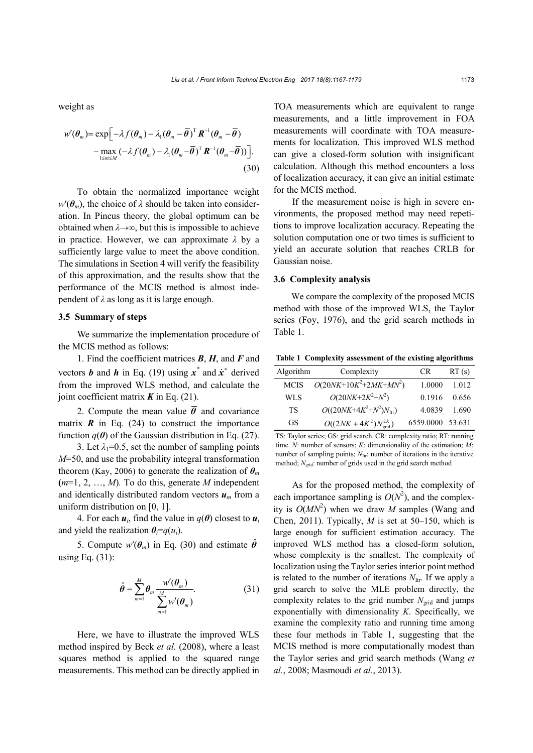weight as

$$w'(\boldsymbol{\theta}_m)=\exp\Big[-\lambda f(\boldsymbol{\theta}_m)-\lambda_1(\boldsymbol{\theta}_m-\overline{\boldsymbol{\theta}})^{\mathrm{T}}\boldsymbol{R}^{-1}(\boldsymbol{\theta}_m-\overline{\boldsymbol{\theta}}) \\ -\max_{1\le m\le M}(-\lambda f(\boldsymbol{\theta}_m)-\lambda_1(\boldsymbol{\theta}_m-\overline{\boldsymbol{\theta}})^{\mathrm{T}}\boldsymbol{R}^{-1}(\boldsymbol{\theta}_m-\overline{\boldsymbol{\theta}}))\Big]. \tag{30}$$

To obtain the normalized importance weight $w'(\boldsymbol{\theta}_m)$, the choice of $\lambda$ should be taken into consideration. In Pincus theory, the global optimum can be obtained when $\lambda\to\infty$, but this is impossible to achieve in practice. However, we can approximate $\lambda$ by a sufficiently large value to meet the above condition. The simulations in Section 4 will verify the feasibility of this approximation, and the results show that the performance of the MCIS method is almost independent of $\lambda$ as long as it is large enough.

### 3.5 Summary of steps

We summarize the implementation procedure of the MCIS method as follows:

1. Find the coefficient matrices $\boldsymbol{B}$, $\boldsymbol{H}$, and $\boldsymbol{F}$ and vectors $\boldsymbol{b}$ and $\boldsymbol{h}$ in Eq. (19) using $\boldsymbol{x}^*$ and $\dot{\boldsymbol{x}}^*$ derived from the improved WLS method, and calculate the joint coefficient matrix $\boldsymbol{K}$ in Eq. (21).

2. Compute the mean value $\overline{\boldsymbol{\theta}}$ and covariance matrix $\boldsymbol{R}$ in Eq. (24) to construct the importance function $q(\boldsymbol{\theta})$ of the Gaussian distribution in Eq. (27).

3. Let $\lambda_1$=0.5, set the number of sampling points $M$=50, and use the probability integral transformation theorem (Kay, 2006) to generate the realization of $\boldsymbol{\theta}_m$ ($m$=1, 2, …, $M$). To do this, generate $M$ independent and identically distributed random vectors $\boldsymbol{u}_m$ from a uniform distribution on [0, 1].

4. For each $\boldsymbol{u}_i$, find the value in $q(\boldsymbol{\theta})$ closest to $\boldsymbol{u}_i$ and yield the realization $\boldsymbol{\theta}_i=q(u_i)$.

5. Compute $w'(\boldsymbol{\theta}_m)$ in Eq. (30) and estimate $\hat{\boldsymbol{\theta}}$ using Eq. (31):

$$\hat{\boldsymbol{\theta}}=\sum_{m=1}^{M}\boldsymbol{\theta}_m\frac{w'(\boldsymbol{\theta}_m)}{\sum_{m=1}^{M}w'(\boldsymbol{\theta}_m)}. \tag{31}$$

Here, we have to illustrate the improved WLS method inspired by Beck *et al.* (2008), where a least squares method is applied to the squared range measurements. This method can be directly applied in TOA measurements which are equivalent to range measurements, and a little improvement in FOA measurements will coordinate with TOA measurements for localization. This improved WLS method can give a closed-form solution with insignificant calculation. Although this method encounters a loss of localization accuracy, it can give an initial estimate for the MCIS method.

If the measurement noise is high in severe environments, the proposed method may need repetitions to improve localization accuracy. Repeating the solution computation one or two times is sufficient to yield an accurate solution that reaches CRLB for Gaussian noise.

### 3.6 Complexity analysis

We compare the complexity of the proposed MCIS method with those of the improved WLS, the Taylor series (Foy, 1976), and the grid search methods in Table 1.

**Table 1 Complexity assessment of the existing algorithms**

| Algorithm | Complexity | CR | RT (s) |
|---|---|---|---|
| MCIS | $O(20NK+10K^2+2MK+MN^2)$ | 1.0000 | 1.012 |
| WLS | $O(20NK+2K^2+N^2)$ | 0.1916 | 0.656 |
| TS | $O((20NK+4K^2+N^2)N_{\mathrm{Itr}})$ | 4.0839 | 1.690 |
| GS | $O((2NK+4K^2)N_{\mathrm{grid}}^{2K})$ | 6559.0000 | 53.631 |

TS: Taylor series; GS: grid search. CR: complexity ratio; RT: running time. $N$: number of sensors; $K$: dimensionality of the estimation; $M$: number of sampling points; $N_{\mathrm{Itr}}$: number of iterations in the iterative method; $N_{\mathrm{grid}}$: number of grids used in the grid search method

As for the proposed method, the complexity of each importance sampling is $O(N^2)$, and the complexity is $O(MN^2)$ when we draw $M$ samples (Wang and Chen, 2011). Typically, $M$ is set at 50–150, which is large enough for sufficient estimation accuracy. The improved WLS method has a closed-form solution, whose complexity is the smallest. The complexity of localization using the Taylor series interior point method is related to the number of iterations $N_{\mathrm{Itr}}$. If we apply a grid search to solve the MLE problem directly, the complexity relates to the grid number $N_{\mathrm{grid}}$ and jumps exponentially with dimensionality $K$. Specifically, we examine the complexity ratio and running time among these four methods in Table 1, suggesting that the MCIS method is more computationally modest than the Taylor series and grid search methods (Wang *et al.*, 2008; Masmoudi *et al.*, 2013).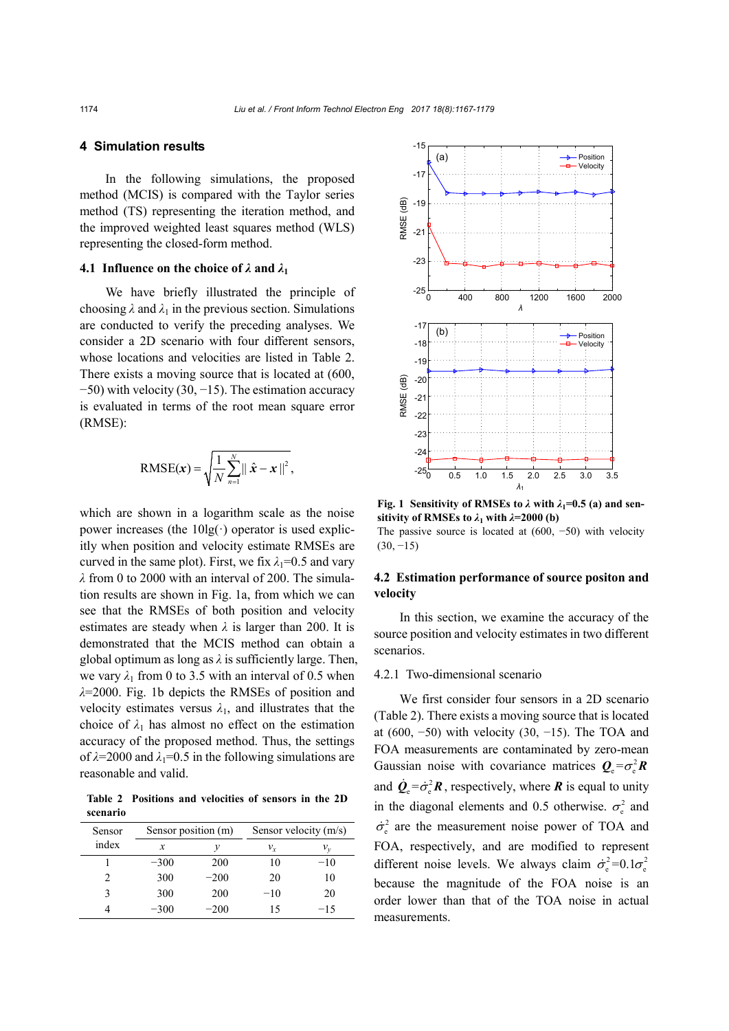## 4 Simulation results

In the following simulations, the proposed method (MCIS) is compared with the Taylor series method (TS) representing the iteration method, and the improved weighted least squares method (WLS) representing the closed-form method.

### 4.1 Influence on the choice of $\lambda$ and $\lambda_1$

We have briefly illustrated the principle of choosing $\lambda$ and $\lambda_1$ in the previous section. Simulations are conducted to verify the preceding analyses. We consider a 2D scenario with four different sensors, whose locations and velocities are listed in Table 2. There exists a moving source that is located at (600, −50) with velocity (30, −15). The estimation accuracy is evaluated in terms of the root mean square error (RMSE):

$$\mathrm{RMSE}(\boldsymbol{x}) = \sqrt{\frac{1}{N}\sum_{n=1}^{N}\|\hat{\boldsymbol{x}} - \boldsymbol{x}\|^2},$$

which are shown in a logarithm scale as the noise power increases (the $10\lg(\cdot)$ operator is used explicitly when position and velocity estimate RMSEs are curved in the same plot). First, we fix $\lambda_1$=0.5 and vary $\lambda$ from 0 to 2000 with an interval of 200. The simulation results are shown in Fig. 1a, from which we can see that the RMSEs of both position and velocity estimates are steady when $\lambda$ is larger than 200. It is demonstrated that the MCIS method can obtain a global optimum as long as $\lambda$ is sufficiently large. Then, we vary $\lambda_1$ from 0 to 3.5 with an interval of 0.5 when $\lambda$=2000. Fig. 1b depicts the RMSEs of position and velocity estimates versus $\lambda_1$, and illustrates that the choice of $\lambda_1$ has almost no effect on the estimation accuracy of the proposed method. Thus, the settings of $\lambda$=2000 and $\lambda_1$=0.5 in the following simulations are reasonable and valid.

**Table 2 Positions and velocities of sensors in the 2D scenario**

| Sensor index | Sensor position (m) | | Sensor velocity (m/s) | |
|---|---|---|---|---|
| | $x$ | $y$ | $v_x$ | $v_y$ |
| 1 | −300 | 200 | 10 | −10 |
| 2 | 300 | −200 | 20 | 10 |
| 3 | 300 | 200 | −10 | 20 |
| 4 | −300 | −200 | 15 | −15 |

**Fig. 1 Sensitivity of RMSEs to $\lambda$ with $\lambda_1$=0.5 (a) and sensitivity of RMSEs to $\lambda_1$ with $\lambda$=2000 (b)**

The passive source is located at (600, −50) with velocity (30, −15)

### 4.2 Estimation performance of source positon and velocity

In this section, we examine the accuracy of the source position and velocity estimates in two different scenarios.

#### 4.2.1 Two-dimensional scenario

We first consider four sensors in a 2D scenario (Table 2). There exists a moving source that is located at (600, −50) with velocity (30, −15). The TOA and FOA measurements are contaminated by zero-mean Gaussian noise with covariance matrices $\boldsymbol{Q}_\mathrm{e}=\sigma_\mathrm{e}^2\boldsymbol{R}$ and $\dot{\boldsymbol{Q}}_\mathrm{e}=\dot{\sigma}_\mathrm{e}^2\boldsymbol{R}$, respectively, where $\boldsymbol{R}$ is equal to unity in the diagonal elements and 0.5 otherwise. $\sigma_\mathrm{e}^2$ and $\dot{\sigma}_\mathrm{e}^2$ are the measurement noise power of TOA and FOA, respectively, and are modified to represent different noise levels. We always claim $\dot{\sigma}_\mathrm{e}^2=0.1\sigma_\mathrm{e}^2$ because the magnitude of the FOA noise is an order lower than that of the TOA noise in actual measurements.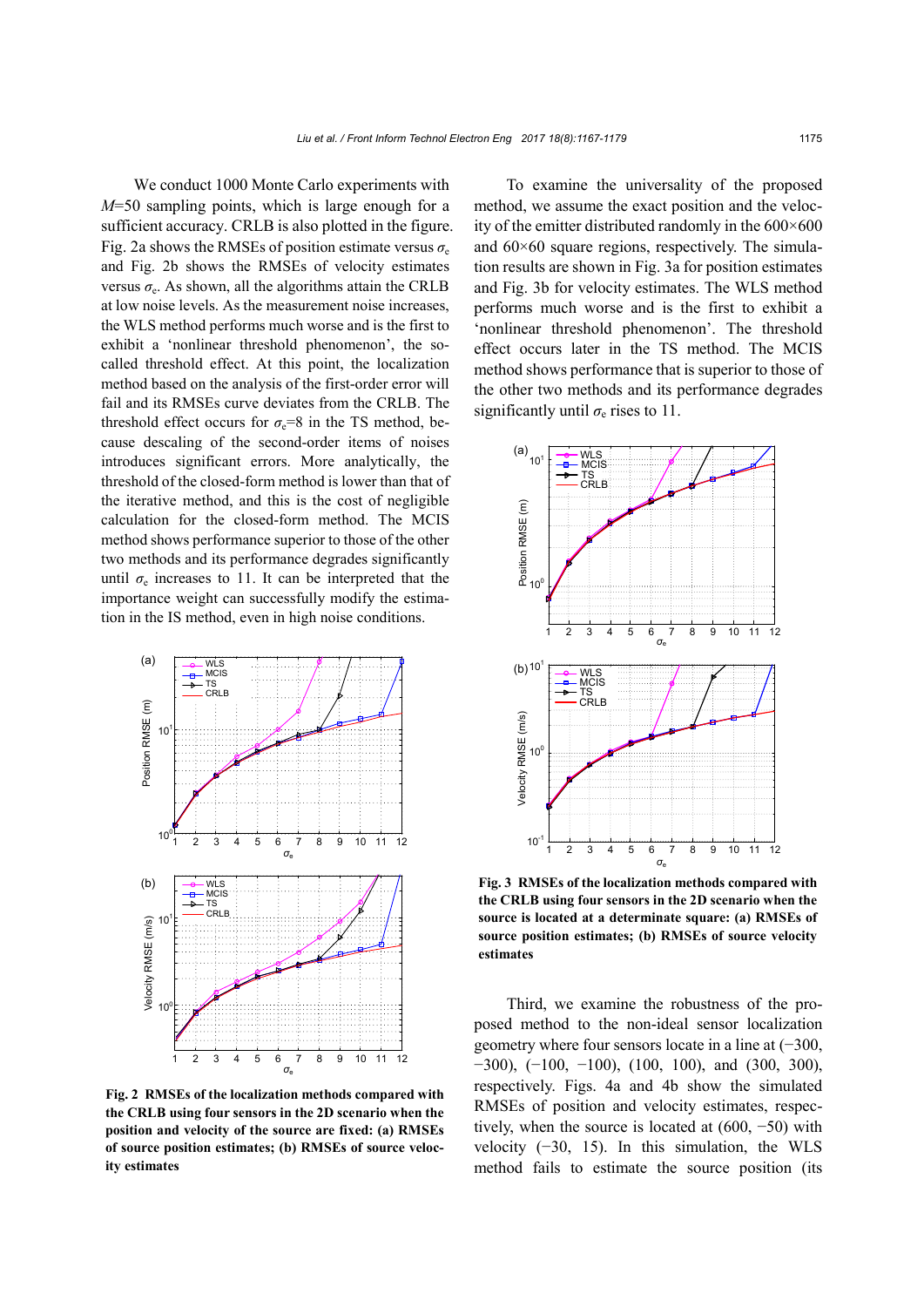We conduct 1000 Monte Carlo experiments with $M$=50 sampling points, which is large enough for a sufficient accuracy. CRLB is also plotted in the figure. Fig. 2a shows the RMSEs of position estimate versus $\sigma_e$ and Fig. 2b shows the RMSEs of velocity estimates versus $\sigma_e$. As shown, all the algorithms attain the CRLB at low noise levels. As the measurement noise increases, the WLS method performs much worse and is the first to exhibit a 'nonlinear threshold phenomenon', the so-called threshold effect. At this point, the localization method based on the analysis of the first-order error will fail and its RMSEs curve deviates from the CRLB. The threshold effect occurs for $\sigma_e$=8 in the TS method, because descaling of the second-order items of noises introduces significant errors. More analytically, the threshold of the closed-form method is lower than that of the iterative method, and this is the cost of negligible calculation for the closed-form method. The MCIS method shows performance superior to those of the other two methods and its performance degrades significantly until $\sigma_e$ increases to 11. It can be interpreted that the importance weight can successfully modify the estimation in the IS method, even in high noise conditions.

**Fig. 2 RMSEs of the localization methods compared with the CRLB using four sensors in the 2D scenario when the position and velocity of the source are fixed: (a) RMSEs of source position estimates; (b) RMSEs of source velocity estimates**

To examine the universality of the proposed method, we assume the exact position and the velocity of the emitter distributed randomly in the 600×600 and 60×60 square regions, respectively. The simulation results are shown in Fig. 3a for position estimates and Fig. 3b for velocity estimates. The WLS method performs much worse and is the first to exhibit a 'nonlinear threshold phenomenon'. The threshold effect occurs later in the TS method. The MCIS method shows performance that is superior to those of the other two methods and its performance degrades significantly until $\sigma_e$ rises to 11.

**Fig. 3 RMSEs of the localization methods compared with the CRLB using four sensors in the 2D scenario when the source is located at a determinate square: (a) RMSEs of source position estimates; (b) RMSEs of source velocity estimates**

Third, we examine the robustness of the proposed method to the non-ideal sensor localization geometry where four sensors locate in a line at (−300, −300), (−100, −100), (100, 100), and (300, 300), respectively. Figs. 4a and 4b show the simulated RMSEs of position and velocity estimates, respectively, when the source is located at (600, −50) with velocity (−30, 15). In this simulation, the WLS method fails to estimate the source position (its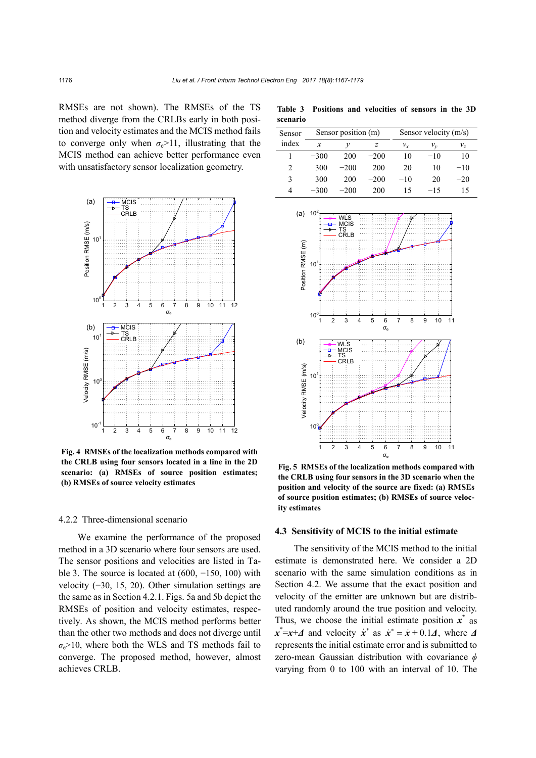RMSEs are not shown). The RMSEs of the TS method diverge from the CRLBs early in both position and velocity estimates and the MCIS method fails to converge only when $\sigma_e>11$, illustrating that the MCIS method can achieve better performance even with unsatisfactory sensor localization geometry.

**Fig. 4 RMSEs of the localization methods compared with the CRLB using four sensors located in a line in the 2D scenario: (a) RMSEs of source position estimates; (b) RMSEs of source velocity estimates**

#### 4.2.2 Three-dimensional scenario

We examine the performance of the proposed method in a 3D scenario where four sensors are used. The sensor positions and velocities are listed in Table 3. The source is located at (600, −150, 100) with velocity (−30, 15, 20). Other simulation settings are the same as in Section 4.2.1. Figs. 5a and 5b depict the RMSEs of position and velocity estimates, respectively. As shown, the MCIS method performs better than the other two methods and does not diverge until $\sigma_e>10$, where both the WLS and TS methods fail to converge. The proposed method, however, almost achieves CRLB.

**Table 3 Positions and velocities of sensors in the 3D scenario**

| Sensor index | Sensor position (m) | | | Sensor velocity (m/s) | | |
|---|---|---|---|---|---|---|
| | $x$ | $y$ | $z$ | $v_x$ | $v_y$ | $v_z$ |
| 1 | −300 | 200 | −200 | 10 | −10 | 10 |
| 2 | 300 | −200 | 200 | 20 | 10 | −10 |
| 3 | 300 | 200 | −200 | −10 | 20 | −20 |
| 4 | −300 | −200 | 200 | 15 | −15 | 15 |

**Fig. 5 RMSEs of the localization methods compared with the CRLB using four sensors in the 3D scenario when the position and velocity of the source are fixed: (a) RMSEs of source position estimates; (b) RMSEs of source velocity estimates**

### 4.3 Sensitivity of MCIS to the initial estimate

The sensitivity of the MCIS method to the initial estimate is demonstrated here. We consider a 2D scenario with the same simulation conditions as in Section 4.2. We assume that the exact position and velocity of the emitter are unknown but are distributed randomly around the true position and velocity. Thus, we choose the initial estimate position $\boldsymbol{x}^*$ as $\boldsymbol{x}^*=\boldsymbol{x}+\boldsymbol{\Delta}$ and velocity $\dot{\boldsymbol{x}}^*$ as $\dot{\boldsymbol{x}}^*=\dot{\boldsymbol{x}}+0.1\boldsymbol{\Delta}$, where $\boldsymbol{\Delta}$ represents the initial estimate error and is submitted to zero-mean Gaussian distribution with covariance $\phi$ varying from 0 to 100 with an interval of 10. The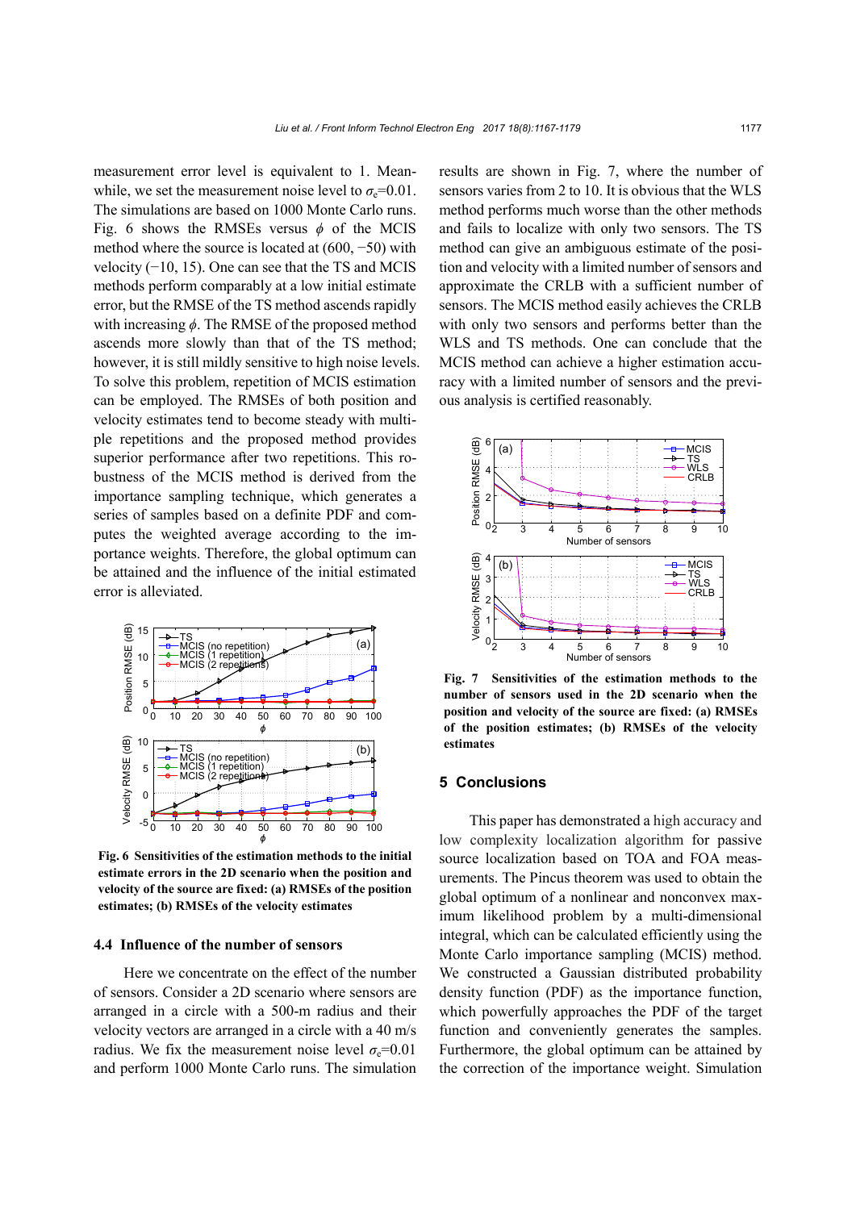measurement error level is equivalent to 1. Meanwhile, we set the measurement noise level to $\sigma_e$=0.01. The simulations are based on 1000 Monte Carlo runs. Fig. 6 shows the RMSEs versus $\phi$ of the MCIS method where the source is located at (600, −50) with velocity (−10, 15). One can see that the TS and MCIS methods perform comparably at a low initial estimate error, but the RMSE of the TS method ascends rapidly with increasing $\phi$. The RMSE of the proposed method ascends more slowly than that of the TS method; however, it is still mildly sensitive to high noise levels. To solve this problem, repetition of MCIS estimation can be employed. The RMSEs of both position and velocity estimates tend to become steady with multiple repetitions and the proposed method provides superior performance after two repetitions. This robustness of the MCIS method is derived from the importance sampling technique, which generates a series of samples based on a definite PDF and computes the weighted average according to the importance weights. Therefore, the global optimum can be attained and the influence of the initial estimated error is alleviated.

**Fig. 6 Sensitivities of the estimation methods to the initial estimate errors in the 2D scenario when the position and velocity of the source are fixed: (a) RMSEs of the position estimates; (b) RMSEs of the velocity estimates**

### 4.4 Influence of the number of sensors

Here we concentrate on the effect of the number of sensors. Consider a 2D scenario where sensors are arranged in a circle with a 500-m radius and their velocity vectors are arranged in a circle with a 40 m/s radius. We fix the measurement noise level $\sigma_e$=0.01 and perform 1000 Monte Carlo runs. The simulation results are shown in Fig. 7, where the number of sensors varies from 2 to 10. It is obvious that the WLS method performs much worse than the other methods and fails to localize with only two sensors. The TS method can give an ambiguous estimate of the position and velocity with a limited number of sensors and approximate the CRLB with a sufficient number of sensors. The MCIS method easily achieves the CRLB with only two sensors and performs better than the WLS and TS methods. One can conclude that the MCIS method can achieve a higher estimation accuracy with a limited number of sensors and the previous analysis is certified reasonably.

**Fig. 7 Sensitivities of the estimation methods to the number of sensors used in the 2D scenario when the position and velocity of the source are fixed: (a) RMSEs of the position estimates; (b) RMSEs of the velocity estimates**

## 5 Conclusions

This paper has demonstrated a high accuracy and low complexity localization algorithm for passive source localization based on TOA and FOA measurements. The Pincus theorem was used to obtain the global optimum of a nonlinear and nonconvex maximum likelihood problem by a multi-dimensional integral, which can be calculated efficiently using the Monte Carlo importance sampling (MCIS) method. We constructed a Gaussian distributed probability density function (PDF) as the importance function, which powerfully approaches the PDF of the target function and conveniently generates the samples. Furthermore, the global optimum can be attained by the correction of the importance weight. Simulation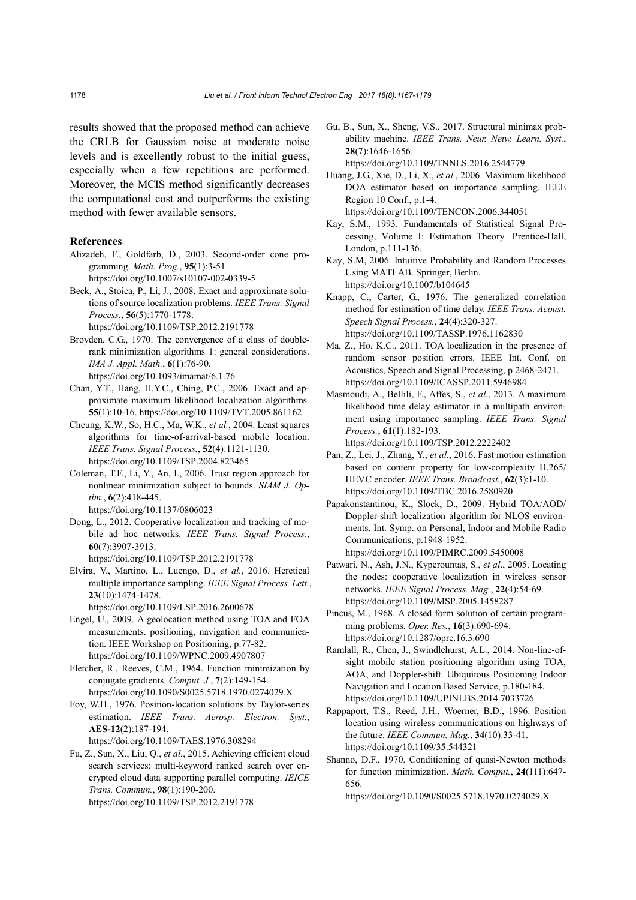results showed that the proposed method can achieve the CRLB for Gaussian noise at moderate noise levels and is excellently robust to the initial guess, especially when a few repetitions are performed. Moreover, the MCIS method significantly decreases the computational cost and outperforms the existing method with fewer available sensors.

## References

Alizadeh, F., Goldfarb, D., 2003. Second-order cone programming. *Math. Prog.*, **95**(1):3-51. https://doi.org/10.1007/s10107-002-0339-5

Beck, A., Stoica, P., Li, J., 2008. Exact and approximate solutions of source localization problems. *IEEE Trans. Signal Process.*, **56**(5):1770-1778. https://doi.org/10.1109/TSP.2012.2191778

Broyden, C.G., 1970. The convergence of a class of double-rank minimization algorithms 1: general considerations. *IMA J. Appl. Math.*, **6**(1):76-90. https://doi.org/10.1093/imamat/6.1.76

Chan, Y.T., Hang, H.Y.C., Ching, P.C., 2006. Exact and approximate maximum likelihood localization algorithms. **55**(1):10-16. https://doi.org/10.1109/TVT.2005.861162

Cheung, K.W., So, H.C., Ma, W.K., *et al.*, 2004. Least squares algorithms for time-of-arrival-based mobile location. *IEEE Trans. Signal Process.*, **52**(4):1121-1130. https://doi.org/10.1109/TSP.2004.823465

Coleman, T.F., Li, Y., An, I., 2006. Trust region approach for nonlinear minimization subject to bounds. *SIAM J. Optim.*, **6**(2):418-445. https://doi.org/10.1137/0806023

Dong, L., 2012. Cooperative localization and tracking of mobile ad hoc networks. *IEEE Trans. Signal Process.*, **60**(7):3907-3913. https://doi.org/10.1109/TSP.2012.2191778

Elvira, V., Martino, L., Luengo, D., *et al.*, 2016. Heretical multiple importance sampling. *IEEE Signal Process. Lett.*, **23**(10):1474-1478. https://doi.org/10.1109/LSP.2016.2600678

Engel, U., 2009. A geolocation method using TOA and FOA measurements. positioning, navigation and communication. IEEE Workshop on Positioning, p.77-82. https://doi.org/10.1109/WPNC.2009.4907807

Fletcher, R., Reeves, C.M., 1964. Function minimization by conjugate gradients. *Comput. J.*, **7**(2):149-154. https://doi.org/10.1090/S0025.5718.1970.0274029.X

Foy, W.H., 1976. Position-location solutions by Taylor-series estimation. *IEEE Trans. Aerosp. Electron. Syst.*, **AES-12**(2):187-194. https://doi.org/10.1109/TAES.1976.308294

Fu, Z., Sun, X., Liu, Q., *et al.*, 2015. Achieving efficient cloud search services: multi-keyword ranked search over encrypted cloud data supporting parallel computing. *IEICE Trans. Commun.*, **98**(1):190-200. https://doi.org/10.1109/TSP.2012.2191778

Gu, B., Sun, X., Sheng, V.S., 2017. Structural minimax probability machine. *IEEE Trans. Neur. Netw. Learn. Syst.*, **28**(7):1646-1656. https://doi.org/10.1109/TNNLS.2016.2544779

Huang, J.G., Xie, D., Li, X., *et al.*, 2006. Maximum likelihood DOA estimator based on importance sampling. IEEE Region 10 Conf., p.1-4. https://doi.org/10.1109/TENCON.2006.344051

Kay, S.M., 1993. Fundamentals of Statistical Signal Processing, Volume I: Estimation Theory. Prentice-Hall, London, p.111-136.

Kay, S.M, 2006. Intuitive Probability and Random Processes Using MATLAB. Springer, Berlin. https://doi.org/10.1007/b104645

Knapp, C., Carter, G., 1976. The generalized correlation method for estimation of time delay. *IEEE Trans. Acoust. Speech Signal Process.*, **24**(4):320-327. https://doi.org/10.1109/TASSP.1976.1162830

Ma, Z., Ho, K.C., 2011. TOA localization in the presence of random sensor position errors. IEEE Int. Conf. on Acoustics, Speech and Signal Processing, p.2468-2471. https://doi.org/10.1109/ICASSP.2011.5946984

Masmoudi, A., Bellili, F., Affes, S., *et al.*, 2013. A maximum likelihood time delay estimator in a multipath environment using importance sampling. *IEEE Trans. Signal Process.*, **61**(1):182-193. https://doi.org/10.1109/TSP.2012.2222402

Pan, Z., Lei, J., Zhang, Y., *et al.*, 2016. Fast motion estimation based on content property for low-complexity H.265/HEVC encoder. *IEEE Trans. Broadcast.*, **62**(3):1-10. https://doi.org/10.1109/TBC.2016.2580920

Papakonstantinou, K., Slock, D., 2009. Hybrid TOA/AOD/Doppler-shift localization algorithm for NLOS environments. Int. Symp. on Personal, Indoor and Mobile Radio Communications, p.1948-1952. https://doi.org/10.1109/PIMRC.2009.5450008

Patwari, N., Ash, J.N., Kyperountas, S., *et al*., 2005. Locating the nodes: cooperative localization in wireless sensor networks. *IEEE Signal Process. Mag.*, **22**(4):54-69. https://doi.org/10.1109/MSP.2005.1458287

Pincus, M., 1968. A closed form solution of certain programming problems. *Oper. Res.*, **16**(3):690-694. https://doi.org/10.1287/opre.16.3.690

Ramlall, R., Chen, J., Swindlehurst, A.L., 2014. Non-line-of-sight mobile station positioning algorithm using TOA, AOA, and Doppler-shift. Ubiquitous Positioning Indoor Navigation and Location Based Service, p.180-184. https://doi.org/10.1109/UPINLBS.2014.7033726

Rappaport, T.S., Reed, J.H., Woerner, B.D., 1996. Position location using wireless communications on highways of the future. *IEEE Commun. Mag.*, **34**(10):33-41. https://doi.org/10.1109/35.544321

Shanno, D.F., 1970. Conditioning of quasi-Newton methods for function minimization. *Math. Comput.*, **24**(111):647-656. https://doi.org/10.1090/S0025.5718.1970.0274029.X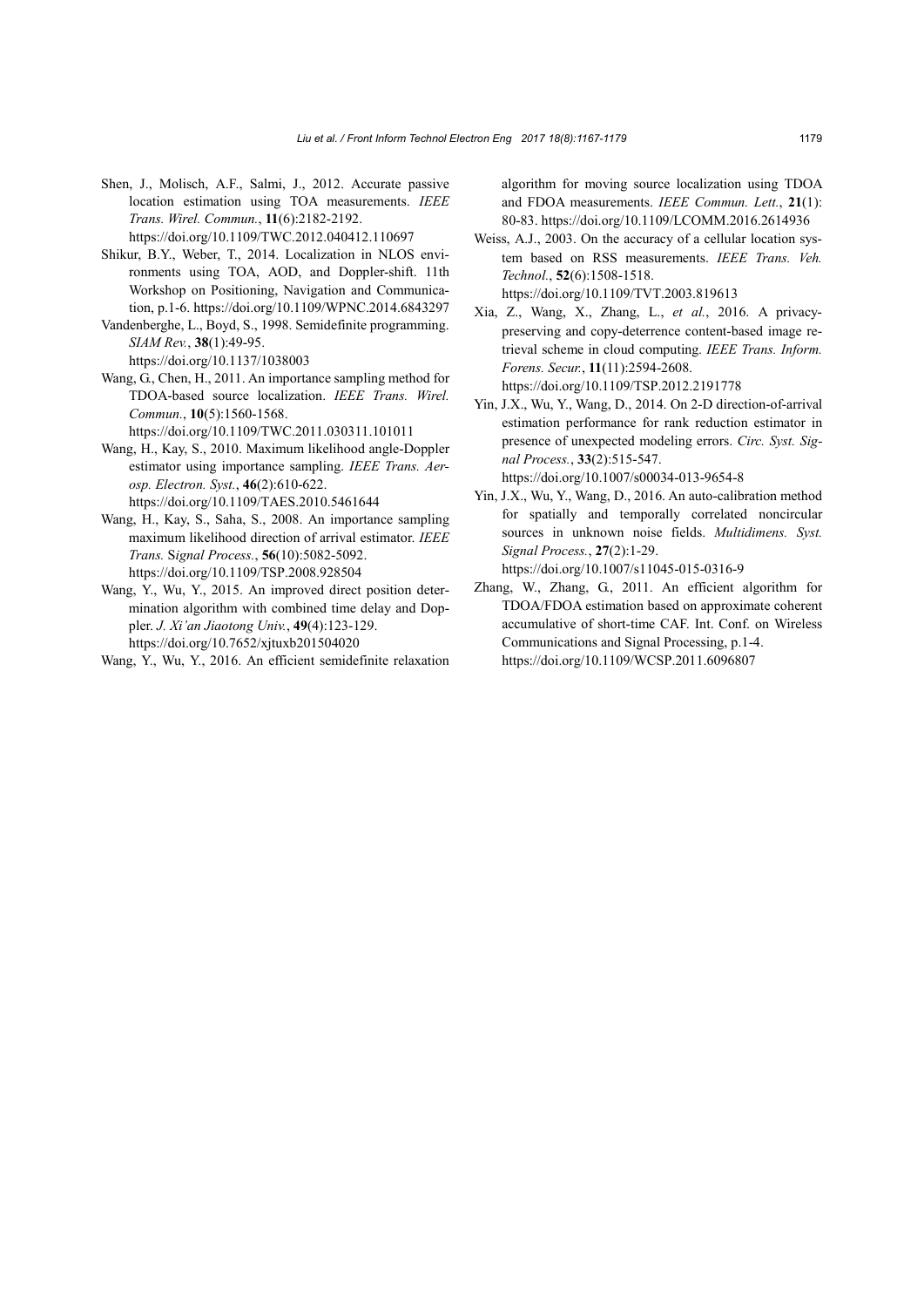Shen, J., Molisch, A.F., Salmi, J., 2012. Accurate passive location estimation using TOA measurements. *IEEE Trans. Wirel. Commun.*, **11**(6):2182-2192. https://doi.org/10.1109/TWC.2012.040412.110697

Shikur, B.Y., Weber, T., 2014. Localization in NLOS environments using TOA, AOD, and Doppler-shift. 11th Workshop on Positioning, Navigation and Communication, p.1-6. https://doi.org/10.1109/WPNC.2014.6843297

Vandenberghe, L., Boyd, S., 1998. Semidefinite programming. *SIAM Rev.*, **38**(1):49-95. https://doi.org/10.1137/1038003

Wang, G., Chen, H., 2011. An importance sampling method for TDOA-based source localization. *IEEE Trans. Wirel. Commun.*, **10**(5):1560-1568. https://doi.org/10.1109/TWC.2011.030311.101011

Wang, H., Kay, S., 2010. Maximum likelihood angle-Doppler estimator using importance sampling. *IEEE Trans. Aerosp. Electron. Syst.*, **46**(2):610-622. https://doi.org/10.1109/TAES.2010.5461644

Wang, H., Kay, S., Saha, S., 2008. An importance sampling maximum likelihood direction of arrival estimator. *IEEE Trans. Signal Process.*, **56**(10):5082-5092. https://doi.org/10.1109/TSP.2008.928504

Wang, Y., Wu, Y., 2015. An improved direct position determination algorithm with combined time delay and Doppler. *J. Xi'an Jiaotong Univ.*, **49**(4):123-129. https://doi.org/10.7652/xjtuxb201504020

Wang, Y., Wu, Y., 2016. An efficient semidefinite relaxation algorithm for moving source localization using TDOA and FDOA measurements. *IEEE Commun. Lett.*, **21**(1): 80-83. https://doi.org/10.1109/LCOMM.2016.2614936

Weiss, A.J., 2003. On the accuracy of a cellular location system based on RSS measurements. *IEEE Trans. Veh. Technol.*, **52**(6):1508-1518. https://doi.org/10.1109/TVT.2003.819613

Xia, Z., Wang, X., Zhang, L., *et al.*, 2016. A privacy-preserving and copy-deterrence content-based image retrieval scheme in cloud computing. *IEEE Trans. Inform. Forens. Secur.*, **11**(11):2594-2608. https://doi.org/10.1109/TSP.2012.2191778

Yin, J.X., Wu, Y., Wang, D., 2014. On 2-D direction-of-arrival estimation performance for rank reduction estimator in presence of unexpected modeling errors. *Circ. Syst. Signal Process.*, **33**(2):515-547. https://doi.org/10.1007/s00034-013-9654-8

Yin, J.X., Wu, Y., Wang, D., 2016. An auto-calibration method for spatially and temporally correlated noncircular sources in unknown noise fields. *Multidimens. Syst. Signal Process.*, **27**(2):1-29. https://doi.org/10.1007/s11045-015-0316-9

Zhang, W., Zhang, G., 2011. An efficient algorithm for TDOA/FDOA estimation based on approximate coherent accumulative of short-time CAF. Int. Conf. on Wireless Communications and Signal Processing, p.1-4. https://doi.org/10.1109/WCSP.2011.6096807